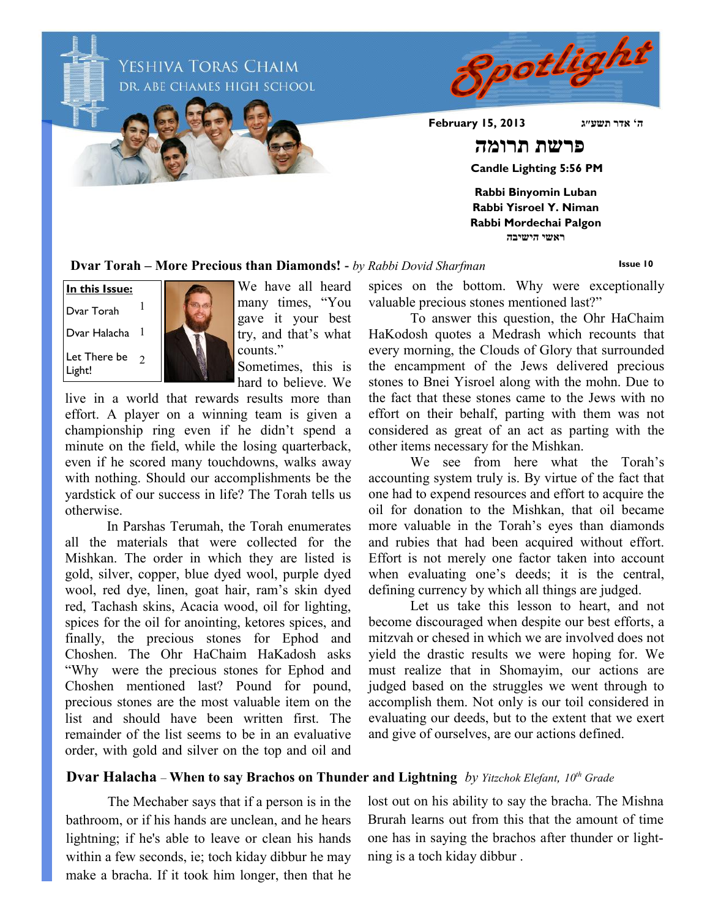YESHIVA TORAS CHAIM
DR. ABE CHAMES HIGH SCHOOL

# Spotlight

**February 15, 2013** **ה' אדר תשע"ג**

## פרשת תרומה

**Candle Lighting 5:56 PM**

**Rabbi Binyomin Luban**
**Rabbi Yisroel Y. Niman**
**Rabbi Mordechai Palgon**
**ראשי הישיבה**

**Issue 10**

| In this Issue: | |
|---|---|
| Dvar Torah | 1 |
| Dvar Halacha | 1 |
| Let There be Light! | 2 |

## Dvar Torah – More Precious than Diamonds! - *by Rabbi Dovid Sharfman*

We have all heard many times, "You gave it your best try, and that's what counts." Sometimes, this is hard to believe. We live in a world that rewards results more than effort. A player on a winning team is given a championship ring even if he didn't spend a minute on the field, while the losing quarterback, even if he scored many touchdowns, walks away with nothing. Should our accomplishments be the yardstick of our success in life? The Torah tells us otherwise.

In Parshas Terumah, the Torah enumerates all the materials that were collected for the Mishkan. The order in which they are listed is gold, silver, copper, blue dyed wool, purple dyed wool, red dye, linen, goat hair, ram's skin dyed red, Tachash skins, Acacia wood, oil for lighting, spices for the oil for anointing, ketores spices, and finally, the precious stones for Ephod and Choshen. The Ohr HaChaim HaKodosh asks "Why were the precious stones for Ephod and Choshen mentioned last? Pound for pound, precious stones are the most valuable item on the list and should have been written first. The remainder of the list seems to be in an evaluative order, with gold and silver on the top and oil and spices on the bottom. Why were exceptionally valuable precious stones mentioned last?"

To answer this question, the Ohr HaChaim HaKodosh quotes a Medrash which recounts that every morning, the Clouds of Glory that surrounded the encampment of the Jews delivered precious stones to Bnei Yisroel along with the mohn. Due to the fact that these stones came to the Jews with no effort on their behalf, parting with them was not considered as great of an act as parting with the other items necessary for the Mishkan.

We see from here what the Torah's accounting system truly is. By virtue of the fact that one had to expend resources and effort to acquire the oil for donation to the Mishkan, that oil became more valuable in the Torah's eyes than diamonds and rubies that had been acquired without effort. Effort is not merely one factor taken into account when evaluating one's deeds; it is the central, defining currency by which all things are judged.

Let us take this lesson to heart, and not become discouraged when despite our best efforts, a mitzvah or chesed in which we are involved does not yield the drastic results we were hoping for. We must realize that in Shomayim, our actions are judged based on the struggles we went through to accomplish them. Not only is our toil considered in evaluating our deeds, but to the extent that we exert and give of ourselves, are our actions defined.

## Dvar Halacha – When to say Brachos on Thunder and Lightning *by Yitzchok Elefant, 10th Grade*

The Mechaber says that if a person is in the bathroom, or if his hands are unclean, and he hears lightning; if he's able to leave or clean his hands within a few seconds, ie; toch kiday dibbur he may make a bracha. If it took him longer, then that he lost out on his ability to say the bracha. The Mishna Brurah learns out from this that the amount of time one has in saying the brachos after thunder or lightning is a toch kiday dibbur .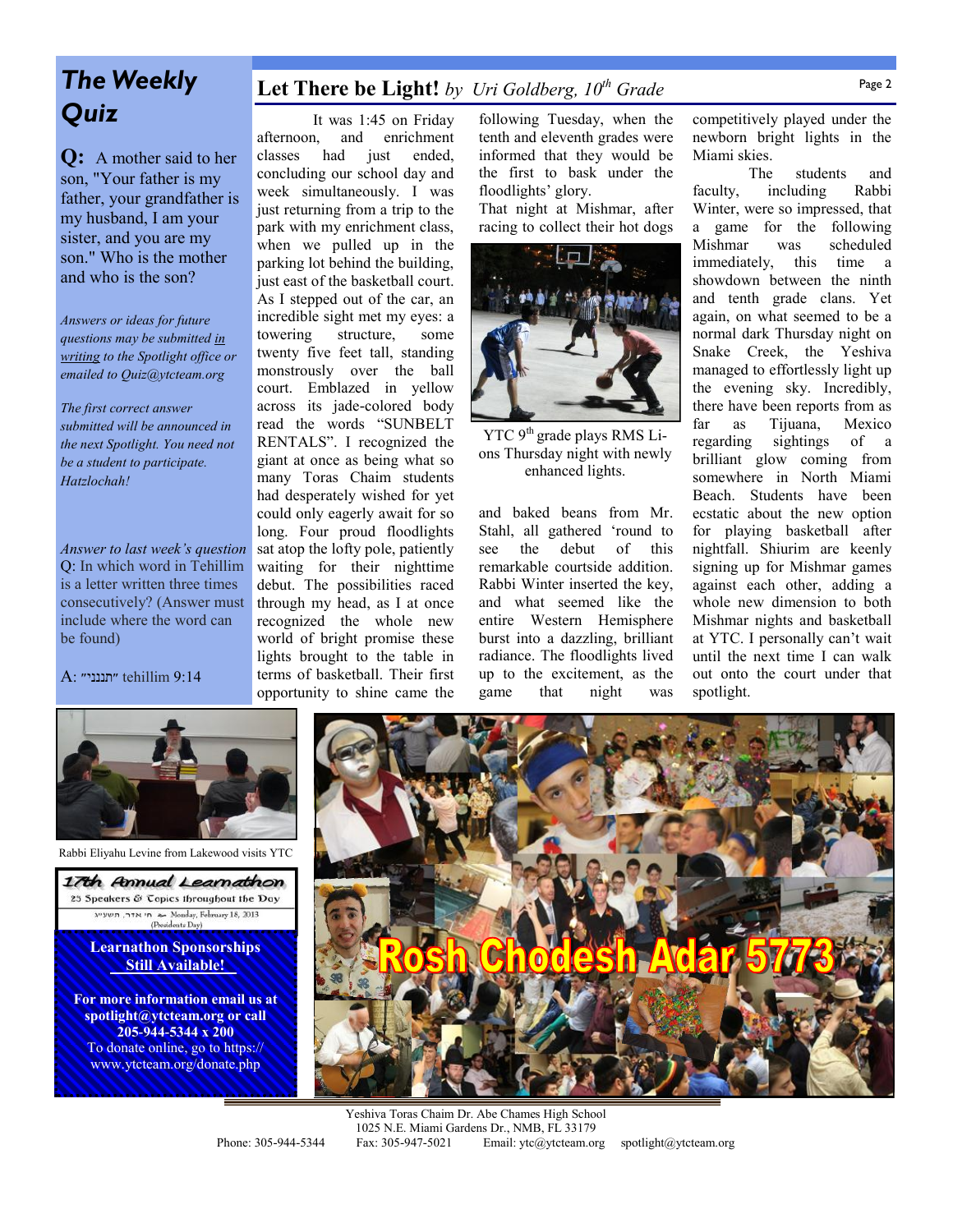## The Weekly Quiz

**Q:** A mother said to her son, "Your father is my father, your grandfather is my husband, I am your sister, and you are my son." Who is the mother and who is the son?

*Answers or ideas for future questions may be submitted in writing to the Spotlight office or emailed to Quiz@ytcteam.org*

*The first correct answer submitted will be announced in the next Spotlight. You need not be a student to participate. Hatzlochah!*

*Answer to last week's question*
Q: In which word in Tehillim is a letter written three times consecutively? (Answer must include where the word can be found)

A: "תנננו" tehillim 9:14

## Let There be Light! *by Uri Goldberg, 10th Grade*

It was 1:45 on Friday afternoon, and enrichment classes had just ended, concluding our school day and week simultaneously. I was just returning from a trip to the park with my enrichment class, when we pulled up in the parking lot behind the building, just east of the basketball court. As I stepped out of the car, an incredible sight met my eyes: a towering structure, some twenty five feet tall, standing monstrously over the ball court. Emblazed in yellow across its jade-colored body read the words "SUNBELT RENTALS". I recognized the giant at once as being what so many Toras Chaim students had desperately wished for yet could only eagerly await for so long. Four proud floodlights sat atop the lofty pole, patiently waiting for their nighttime debut. The possibilities raced through my head, as I at once recognized the whole new world of bright promise these lights brought to the table in terms of basketball. Their first opportunity to shine came the following Tuesday, when the tenth and eleventh grades were informed that they would be the first to bask under the floodlights' glory.

That night at Mishmar, after racing to collect their hot dogs and baked beans from Mr. Stahl, all gathered 'round to see the debut of this remarkable courtside addition. Rabbi Winter inserted the key, and what seemed like the entire Western Hemisphere burst into a dazzling, brilliant radiance. The floodlights lived up to the excitement, as the game that night was competitively played under the newborn bright lights in the Miami skies.

YTC 9th grade plays RMS Lions Thursday night with newly enhanced lights.

The students and faculty, including Rabbi Winter, were so impressed, that a game for the following Mishmar was scheduled immediately, this time a showdown between the ninth and tenth grade clans. Yet again, on what seemed to be a normal dark Thursday night on Snake Creek, the Yeshiva managed to effortlessly light up the evening sky. Incredibly, there have been reports from as far as Tijuana, Mexico regarding sightings of a brilliant glow coming from somewhere in North Miami Beach. Students have been ecstatic about the new option for playing basketball after nightfall. Shiurim are keenly signing up for Mishmar games against each other, adding a whole new dimension to both Mishmar nights and basketball at YTC. I personally can't wait until the next time I can walk out onto the court under that spotlight.

Rabbi Eliyahu Levine from Lakewood visits YTC

**17th Annual Learnathon**
25 Speakers & Topics throughout the Day
Monday, February 18, 2013 — ח' אדר, תשע"ג
(Presidents Day)

**Learnathon Sponsorships Still Available!**

**For more information email us at spotlight@ytcteam.org or call 205-944-5344 x 200**
To donate online, go to https://www.ytcteam.org/donate.php

**Rosh Chodesh Adar 5773**

Yeshiva Toras Chaim Dr. Abe Chames High School
1025 N.E. Miami Gardens Dr., NMB, FL 33179
Phone: 305-944-5344 Fax: 305-947-5021 Email: ytc@ytcteam.org spotlight@ytcteam.org